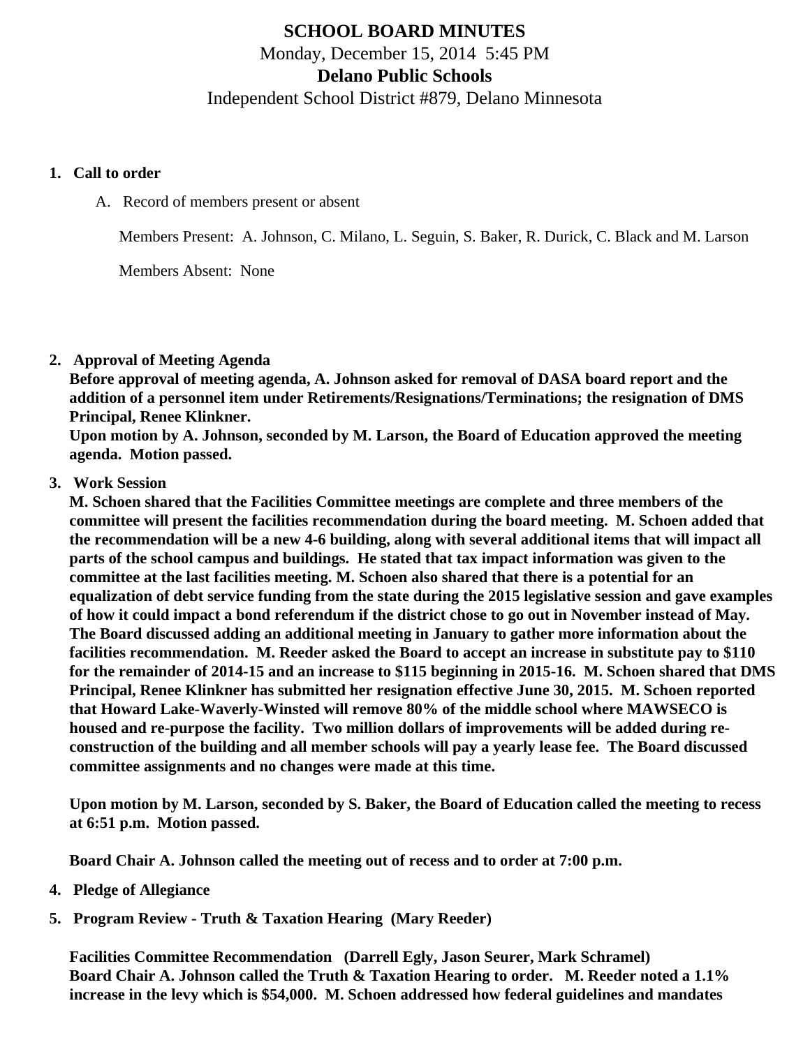# SCHOOL BOARD MINUTES

Monday, December 15, 2014 5:45 PM

**Delano Public Schools**

Independent School District #879, Delano Minnesota

1. **Call to order**

   A. Record of members present or absent

   Members Present: A. Johnson, C. Milano, L. Seguin, S. Baker, R. Durick, C. Black and M. Larson

   Members Absent: None

2. **Approval of Meeting Agenda**

   **Before approval of meeting agenda, A. Johnson asked for removal of DASA board report and the addition of a personnel item under Retirements/Resignations/Terminations; the resignation of DMS Principal, Renee Klinkner.**

   **Upon motion by A. Johnson, seconded by M. Larson, the Board of Education approved the meeting agenda. Motion passed.**

3. **Work Session**

   **M. Schoen shared that the Facilities Committee meetings are complete and three members of the committee will present the facilities recommendation during the board meeting. M. Schoen added that the recommendation will be a new 4-6 building, along with several additional items that will impact all parts of the school campus and buildings. He stated that tax impact information was given to the committee at the last facilities meeting. M. Schoen also shared that there is a potential for an equalization of debt service funding from the state during the 2015 legislative session and gave examples of how it could impact a bond referendum if the district chose to go out in November instead of May. The Board discussed adding an additional meeting in January to gather more information about the facilities recommendation. M. Reeder asked the Board to accept an increase in substitute pay to $110 for the remainder of 2014-15 and an increase to $115 beginning in 2015-16. M. Schoen shared that DMS Principal, Renee Klinkner has submitted her resignation effective June 30, 2015. M. Schoen reported that Howard Lake-Waverly-Winsted will remove 80% of the middle school where MAWSECO is housed and re-purpose the facility. Two million dollars of improvements will be added during re-construction of the building and all member schools will pay a yearly lease fee. The Board discussed committee assignments and no changes were made at this time.**

   **Upon motion by M. Larson, seconded by S. Baker, the Board of Education called the meeting to recess at 6:51 p.m. Motion passed.**

   **Board Chair A. Johnson called the meeting out of recess and to order at 7:00 p.m.**

4. **Pledge of Allegiance**

5. **Program Review - Truth & Taxation Hearing (Mary Reeder)**

   **Facilities Committee Recommendation (Darrell Egly, Jason Seurer, Mark Schramel)**

   **Board Chair A. Johnson called the Truth & Taxation Hearing to order. M. Reeder noted a 1.1% increase in the levy which is $54,000. M. Schoen addressed how federal guidelines and mandates**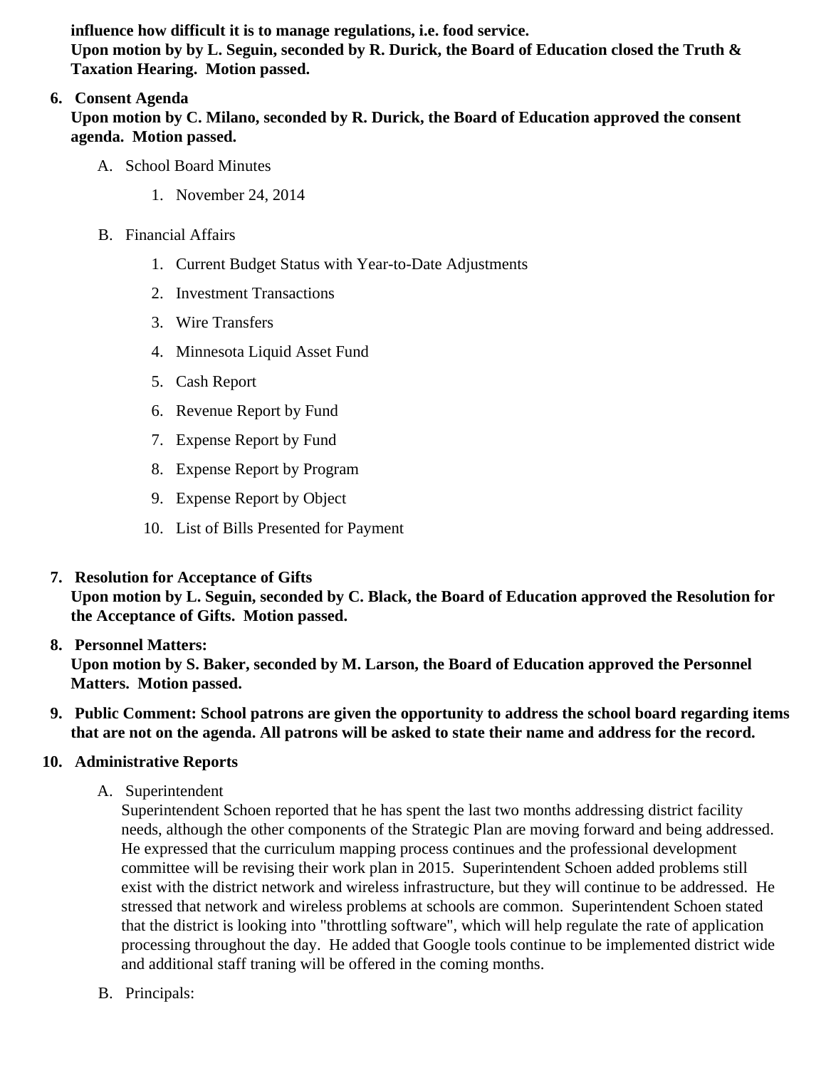**influence how difficult it is to manage regulations, i.e. food service.**
**Upon motion by by L. Seguin, seconded by R. Durick, the Board of Education closed the Truth & Taxation Hearing. Motion passed.**

6. **Consent Agenda**
   **Upon motion by C. Milano, seconded by R. Durick, the Board of Education approved the consent agenda. Motion passed.**

   A. School Board Minutes

      1. November 24, 2014

   B. Financial Affairs

      1. Current Budget Status with Year-to-Date Adjustments
      2. Investment Transactions
      3. Wire Transfers
      4. Minnesota Liquid Asset Fund
      5. Cash Report
      6. Revenue Report by Fund
      7. Expense Report by Fund
      8. Expense Report by Program
      9. Expense Report by Object
      10. List of Bills Presented for Payment

7. **Resolution for Acceptance of Gifts**
   **Upon motion by L. Seguin, seconded by C. Black, the Board of Education approved the Resolution for the Acceptance of Gifts. Motion passed.**

8. **Personnel Matters:**
   **Upon motion by S. Baker, seconded by M. Larson, the Board of Education approved the Personnel Matters. Motion passed.**

9. **Public Comment: School patrons are given the opportunity to address the school board regarding items that are not on the agenda. All patrons will be asked to state their name and address for the record.**

10. **Administrative Reports**

   A. Superintendent
   Superintendent Schoen reported that he has spent the last two months addressing district facility needs, although the other components of the Strategic Plan are moving forward and being addressed. He expressed that the curriculum mapping process continues and the professional development committee will be revising their work plan in 2015. Superintendent Schoen added problems still exist with the district network and wireless infrastructure, but they will continue to be addressed. He stressed that network and wireless problems at schools are common. Superintendent Schoen stated that the district is looking into "throttling software", which will help regulate the rate of application processing throughout the day. He added that Google tools continue to be implemented district wide and additional staff traning will be offered in the coming months.

   B. Principals: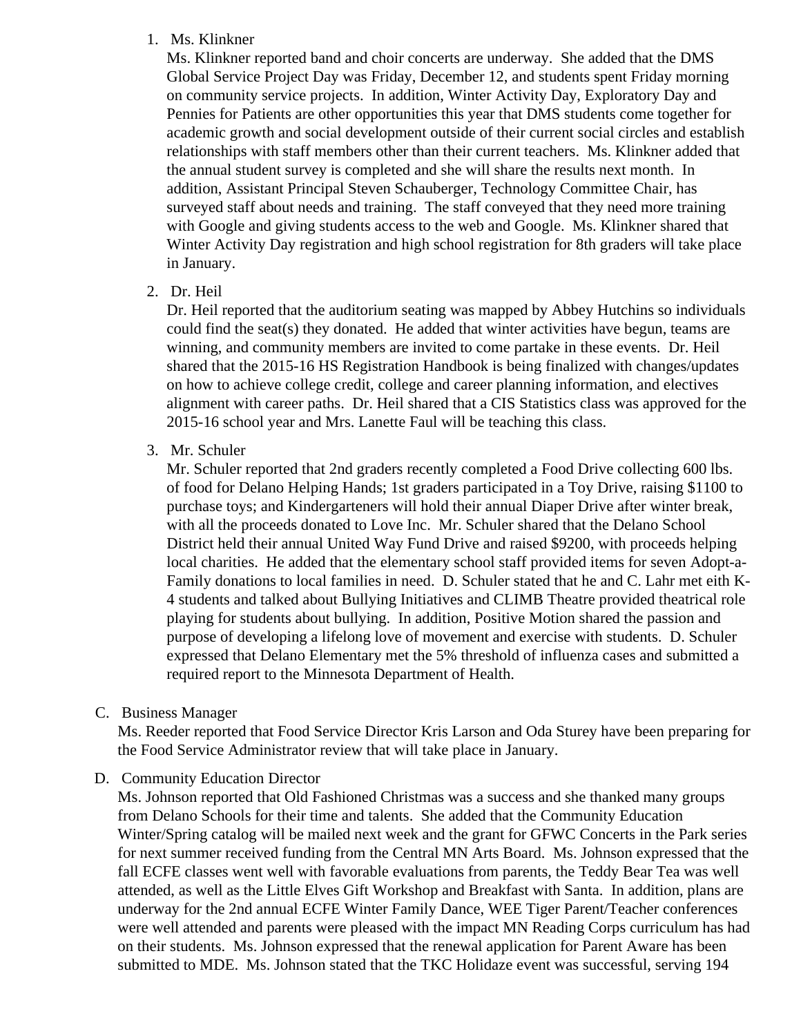1. Ms. Klinkner
   Ms. Klinkner reported band and choir concerts are underway. She added that the DMS Global Service Project Day was Friday, December 12, and students spent Friday morning on community service projects. In addition, Winter Activity Day, Exploratory Day and Pennies for Patients are other opportunities this year that DMS students come together for academic growth and social development outside of their current social circles and establish relationships with staff members other than their current teachers. Ms. Klinkner added that the annual student survey is completed and she will share the results next month. In addition, Assistant Principal Steven Schauberger, Technology Committee Chair, has surveyed staff about needs and training. The staff conveyed that they need more training with Google and giving students access to the web and Google. Ms. Klinkner shared that Winter Activity Day registration and high school registration for 8th graders will take place in January.

2. Dr. Heil
   Dr. Heil reported that the auditorium seating was mapped by Abbey Hutchins so individuals could find the seat(s) they donated. He added that winter activities have begun, teams are winning, and community members are invited to come partake in these events. Dr. Heil shared that the 2015-16 HS Registration Handbook is being finalized with changes/updates on how to achieve college credit, college and career planning information, and electives alignment with career paths. Dr. Heil shared that a CIS Statistics class was approved for the 2015-16 school year and Mrs. Lanette Faul will be teaching this class.

3. Mr. Schuler
   Mr. Schuler reported that 2nd graders recently completed a Food Drive collecting 600 lbs. of food for Delano Helping Hands; 1st graders participated in a Toy Drive, raising $1100 to purchase toys; and Kindergarteners will hold their annual Diaper Drive after winter break, with all the proceeds donated to Love Inc. Mr. Schuler shared that the Delano School District held their annual United Way Fund Drive and raised $9200, with proceeds helping local charities. He added that the elementary school staff provided items for seven Adopt-a-Family donations to local families in need. D. Schuler stated that he and C. Lahr met eith K-4 students and talked about Bullying Initiatives and CLIMB Theatre provided theatrical role playing for students about bullying. In addition, Positive Motion shared the passion and purpose of developing a lifelong love of movement and exercise with students. D. Schuler expressed that Delano Elementary met the 5% threshold of influenza cases and submitted a required report to the Minnesota Department of Health.

C. Business Manager
Ms. Reeder reported that Food Service Director Kris Larson and Oda Sturey have been preparing for the Food Service Administrator review that will take place in January.

D. Community Education Director
Ms. Johnson reported that Old Fashioned Christmas was a success and she thanked many groups from Delano Schools for their time and talents. She added that the Community Education Winter/Spring catalog will be mailed next week and the grant for GFWC Concerts in the Park series for next summer received funding from the Central MN Arts Board. Ms. Johnson expressed that the fall ECFE classes went well with favorable evaluations from parents, the Teddy Bear Tea was well attended, as well as the Little Elves Gift Workshop and Breakfast with Santa. In addition, plans are underway for the 2nd annual ECFE Winter Family Dance, WEE Tiger Parent/Teacher conferences were well attended and parents were pleased with the impact MN Reading Corps curriculum has had on their students. Ms. Johnson expressed that the renewal application for Parent Aware has been submitted to MDE. Ms. Johnson stated that the TKC Holidaze event was successful, serving 194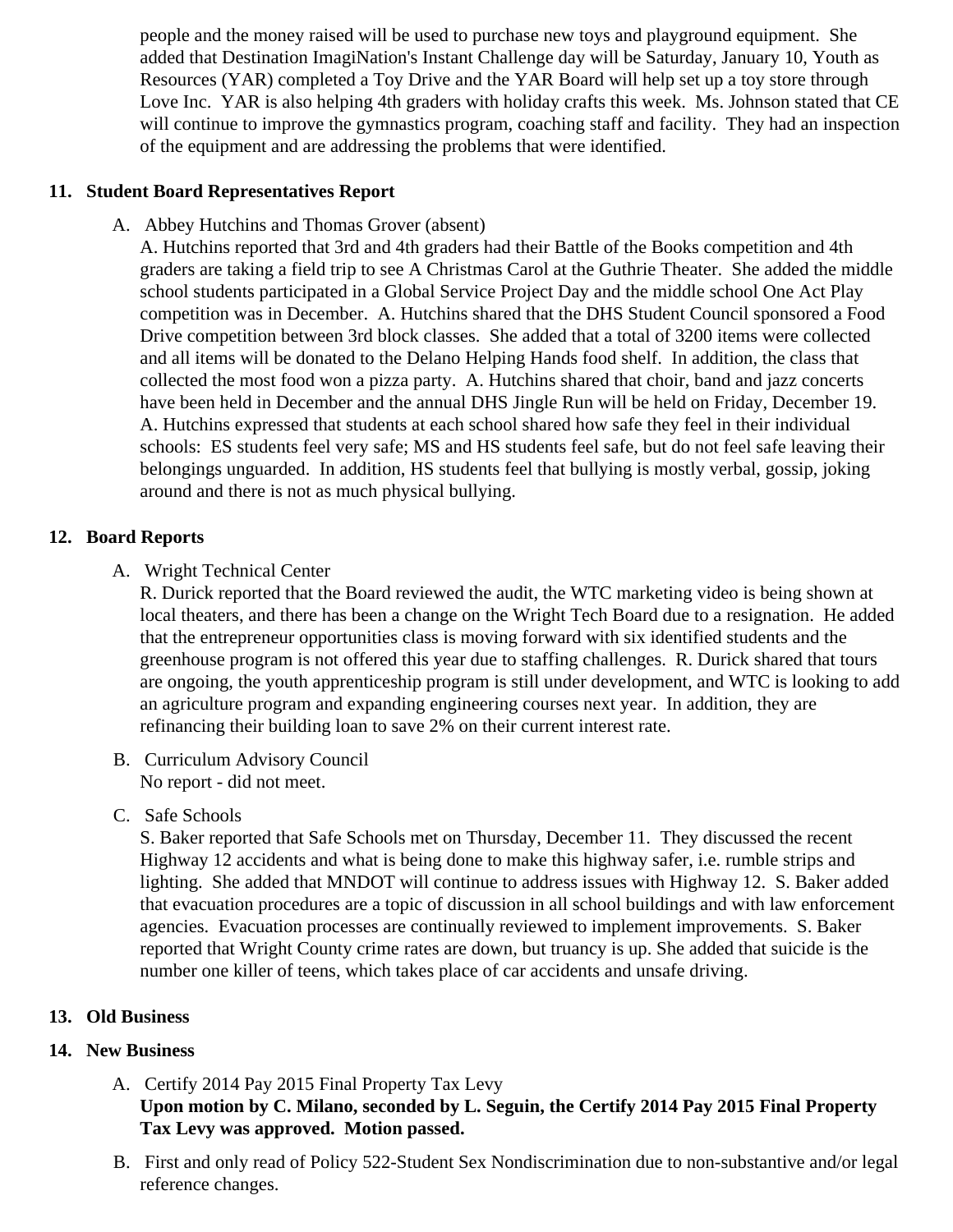people and the money raised will be used to purchase new toys and playground equipment. She added that Destination ImagiNation's Instant Challenge day will be Saturday, January 10, Youth as Resources (YAR) completed a Toy Drive and the YAR Board will help set up a toy store through Love Inc. YAR is also helping 4th graders with holiday crafts this week. Ms. Johnson stated that CE will continue to improve the gymnastics program, coaching staff and facility. They had an inspection of the equipment and are addressing the problems that were identified.

**11. Student Board Representatives Report**

A. Abbey Hutchins and Thomas Grover (absent)

A. Hutchins reported that 3rd and 4th graders had their Battle of the Books competition and 4th graders are taking a field trip to see A Christmas Carol at the Guthrie Theater. She added the middle school students participated in a Global Service Project Day and the middle school One Act Play competition was in December. A. Hutchins shared that the DHS Student Council sponsored a Food Drive competition between 3rd block classes. She added that a total of 3200 items were collected and all items will be donated to the Delano Helping Hands food shelf. In addition, the class that collected the most food won a pizza party. A. Hutchins shared that choir, band and jazz concerts have been held in December and the annual DHS Jingle Run will be held on Friday, December 19. A. Hutchins expressed that students at each school shared how safe they feel in their individual schools: ES students feel very safe; MS and HS students feel safe, but do not feel safe leaving their belongings unguarded. In addition, HS students feel that bullying is mostly verbal, gossip, joking around and there is not as much physical bullying.

**12. Board Reports**

A. Wright Technical Center

R. Durick reported that the Board reviewed the audit, the WTC marketing video is being shown at local theaters, and there has been a change on the Wright Tech Board due to a resignation. He added that the entrepreneur opportunities class is moving forward with six identified students and the greenhouse program is not offered this year due to staffing challenges. R. Durick shared that tours are ongoing, the youth apprenticeship program is still under development, and WTC is looking to add an agriculture program and expanding engineering courses next year. In addition, they are refinancing their building loan to save 2% on their current interest rate.

B. Curriculum Advisory Council

No report - did not meet.

C. Safe Schools

S. Baker reported that Safe Schools met on Thursday, December 11. They discussed the recent Highway 12 accidents and what is being done to make this highway safer, i.e. rumble strips and lighting. She added that MNDOT will continue to address issues with Highway 12. S. Baker added that evacuation procedures are a topic of discussion in all school buildings and with law enforcement agencies. Evacuation processes are continually reviewed to implement improvements. S. Baker reported that Wright County crime rates are down, but truancy is up. She added that suicide is the number one killer of teens, which takes place of car accidents and unsafe driving.

**13. Old Business**

**14. New Business**

A. Certify 2014 Pay 2015 Final Property Tax Levy

**Upon motion by C. Milano, seconded by L. Seguin, the Certify 2014 Pay 2015 Final Property Tax Levy was approved. Motion passed.**

B. First and only read of Policy 522-Student Sex Nondiscrimination due to non-substantive and/or legal reference changes.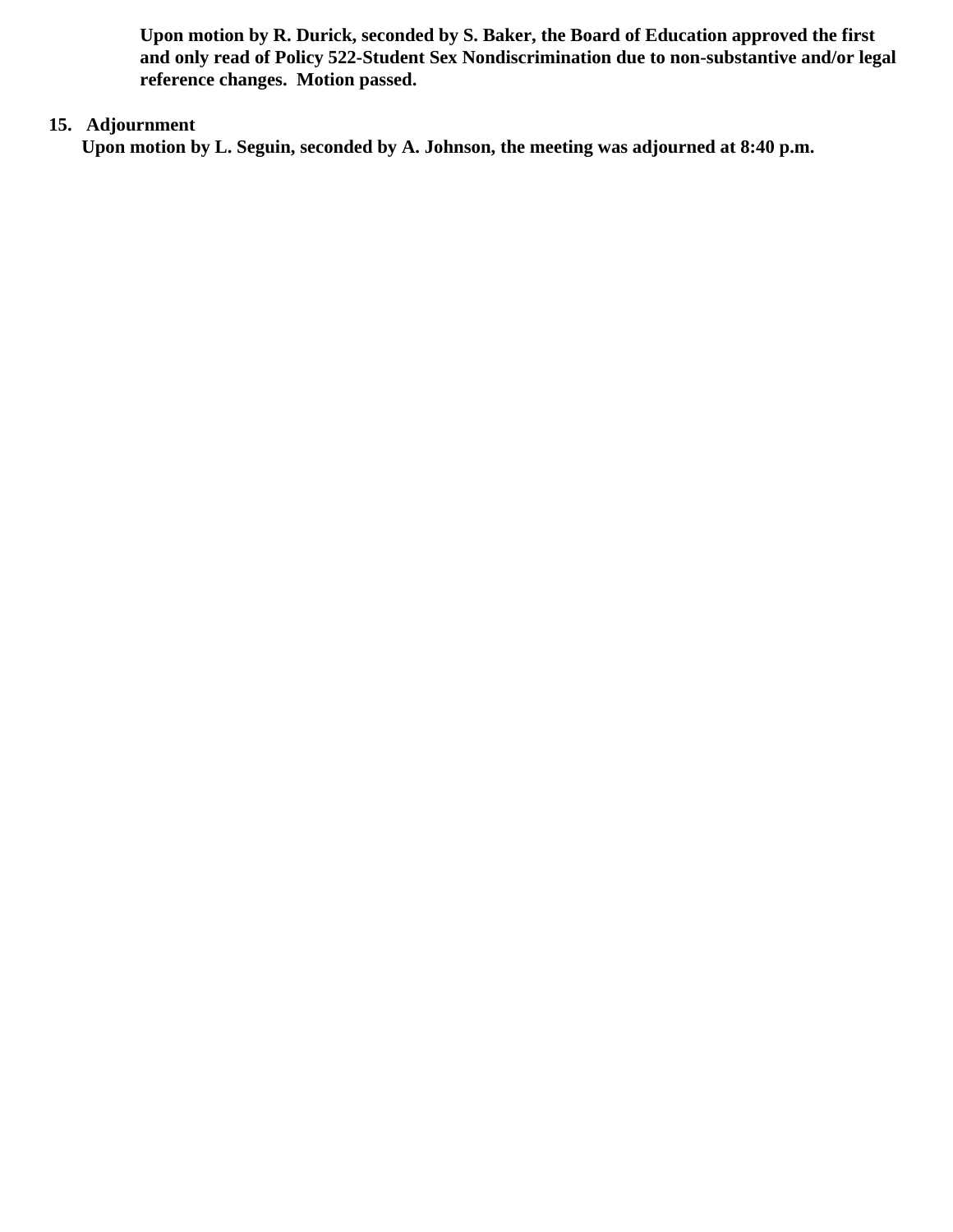**Upon motion by R. Durick, seconded by S. Baker, the Board of Education approved the first and only read of Policy 522-Student Sex Nondiscrimination due to non-substantive and/or legal reference changes. Motion passed.**

**15. Adjournment**

**Upon motion by L. Seguin, seconded by A. Johnson, the meeting was adjourned at 8:40 p.m.**